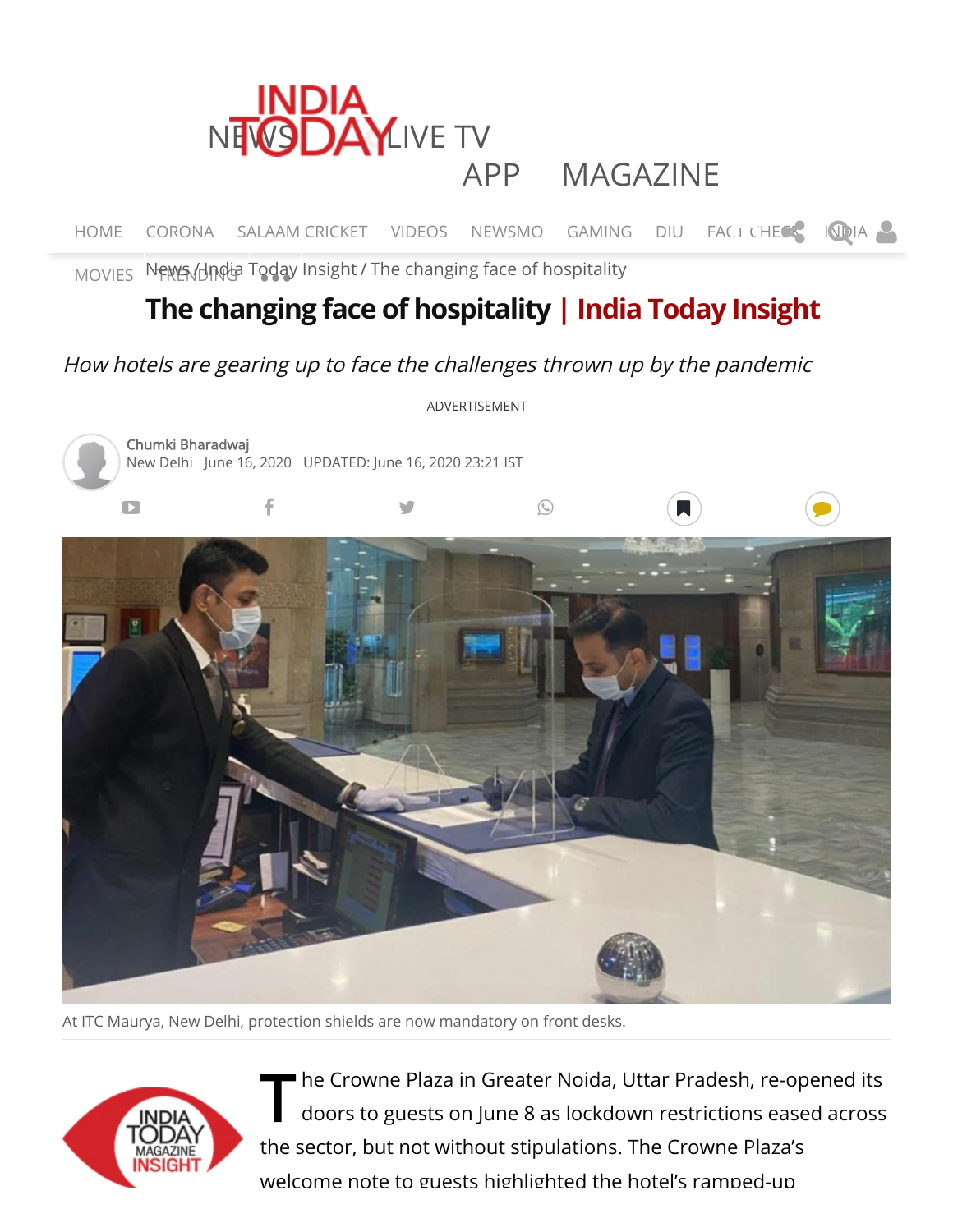News / India Today Insight / The changing face of hospitality

# The changing face of hospitality | India Today Insight

*How hotels are gearing up to face the challenges thrown up by the pandemic*

Chumki Bharadwaj
New Delhi June 16, 2020 UPDATED: June 16, 2020 23:21 IST

At ITC Maurya, New Delhi, protection shields are now mandatory on front desks.

The Crowne Plaza in Greater Noida, Uttar Pradesh, re-opened its doors to guests on June 8 as lockdown restrictions eased across the sector, but not without stipulations. The Crowne Plaza's welcome note to guests highlighted the hotel's ramped-up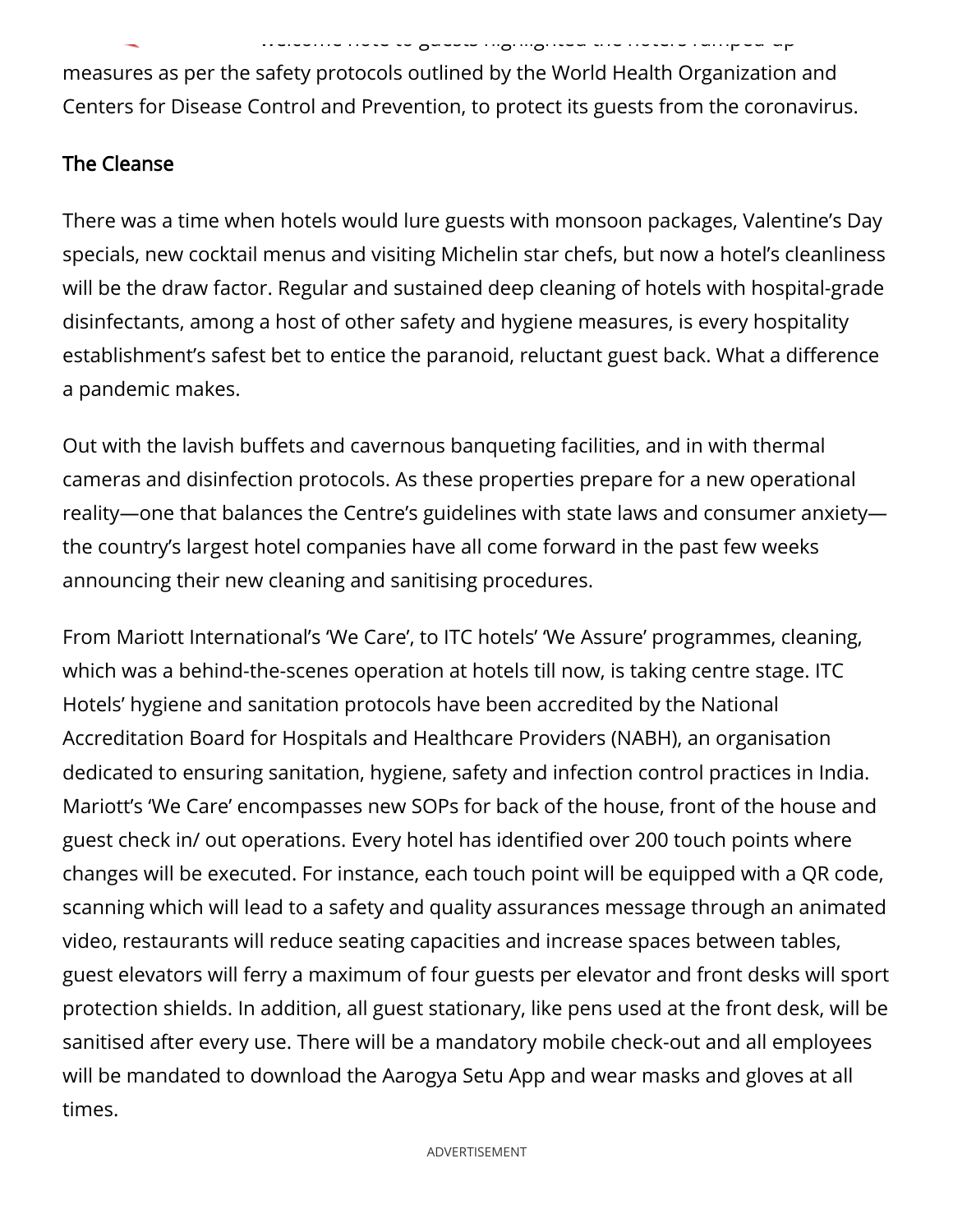welcome note to guests highlighted the hotels ramped-up measures as per the safety protocols outlined by the World Health Organization and Centers for Disease Control and Prevention, to protect its guests from the coronavirus.

## The Cleanse

There was a time when hotels would lure guests with monsoon packages, Valentine's Day specials, new cocktail menus and visiting Michelin star chefs, but now a hotel's cleanliness will be the draw factor. Regular and sustained deep cleaning of hotels with hospital-grade disinfectants, among a host of other safety and hygiene measures, is every hospitality establishment's safest bet to entice the paranoid, reluctant guest back. What a difference a pandemic makes.

Out with the lavish buffets and cavernous banqueting facilities, and in with thermal cameras and disinfection protocols. As these properties prepare for a new operational reality—one that balances the Centre's guidelines with state laws and consumer anxiety—the country's largest hotel companies have all come forward in the past few weeks announcing their new cleaning and sanitising procedures.

From Mariott International's 'We Care', to ITC hotels' 'We Assure' programmes, cleaning, which was a behind-the-scenes operation at hotels till now, is taking centre stage. ITC Hotels' hygiene and sanitation protocols have been accredited by the National Accreditation Board for Hospitals and Healthcare Providers (NABH), an organisation dedicated to ensuring sanitation, hygiene, safety and infection control practices in India. Mariott's 'We Care' encompasses new SOPs for back of the house, front of the house and guest check in/ out operations. Every hotel has identified over 200 touch points where changes will be executed. For instance, each touch point will be equipped with a QR code, scanning which will lead to a safety and quality assurances message through an animated video, restaurants will reduce seating capacities and increase spaces between tables, guest elevators will ferry a maximum of four guests per elevator and front desks will sport protection shields. In addition, all guest stationary, like pens used at the front desk, will be sanitised after every use. There will be a mandatory mobile check-out and all employees will be mandated to download the Aarogya Setu App and wear masks and gloves at all times.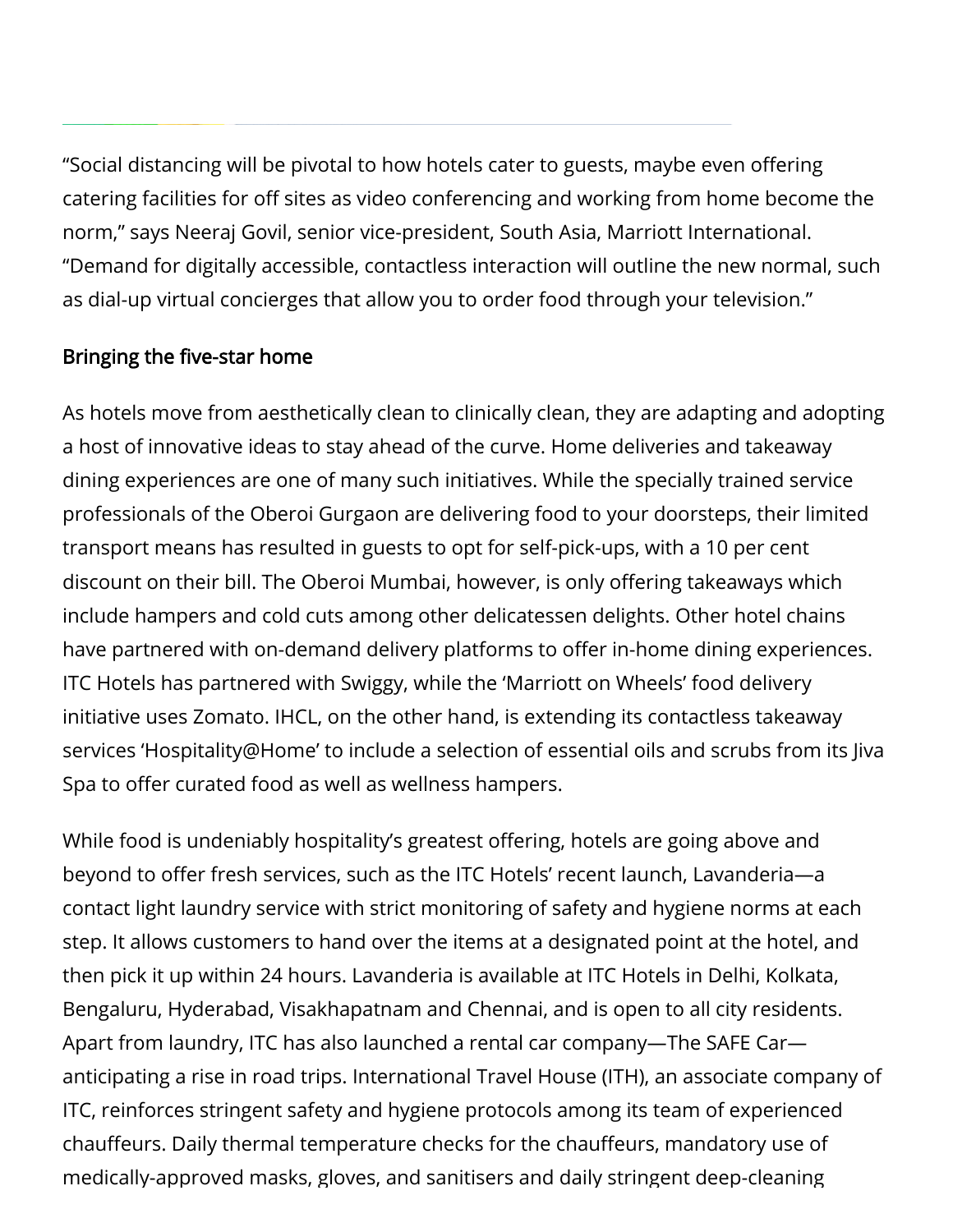"Social distancing will be pivotal to how hotels cater to guests, maybe even offering catering facilities for off sites as video conferencing and working from home become the norm," says Neeraj Govil, senior vice-president, South Asia, Marriott International. "Demand for digitally accessible, contactless interaction will outline the new normal, such as dial-up virtual concierges that allow you to order food through your television."

## Bringing the five-star home

As hotels move from aesthetically clean to clinically clean, they are adapting and adopting a host of innovative ideas to stay ahead of the curve. Home deliveries and takeaway dining experiences are one of many such initiatives. While the specially trained service professionals of the Oberoi Gurgaon are delivering food to your doorsteps, their limited transport means has resulted in guests to opt for self-pick-ups, with a 10 per cent discount on their bill. The Oberoi Mumbai, however, is only offering takeaways which include hampers and cold cuts among other delicatessen delights. Other hotel chains have partnered with on-demand delivery platforms to offer in-home dining experiences. ITC Hotels has partnered with Swiggy, while the 'Marriott on Wheels' food delivery initiative uses Zomato. IHCL, on the other hand, is extending its contactless takeaway services 'Hospitality@Home' to include a selection of essential oils and scrubs from its Jiva Spa to offer curated food as well as wellness hampers.

While food is undeniably hospitality's greatest offering, hotels are going above and beyond to offer fresh services, such as the ITC Hotels' recent launch, Lavanderia—a contact light laundry service with strict monitoring of safety and hygiene norms at each step. It allows customers to hand over the items at a designated point at the hotel, and then pick it up within 24 hours. Lavanderia is available at ITC Hotels in Delhi, Kolkata, Bengaluru, Hyderabad, Visakhapatnam and Chennai, and is open to all city residents. Apart from laundry, ITC has also launched a rental car company—The SAFE Car—anticipating a rise in road trips. International Travel House (ITH), an associate company of ITC, reinforces stringent safety and hygiene protocols among its team of experienced chauffeurs. Daily thermal temperature checks for the chauffeurs, mandatory use of medically-approved masks, gloves, and sanitisers and daily stringent deep-cleaning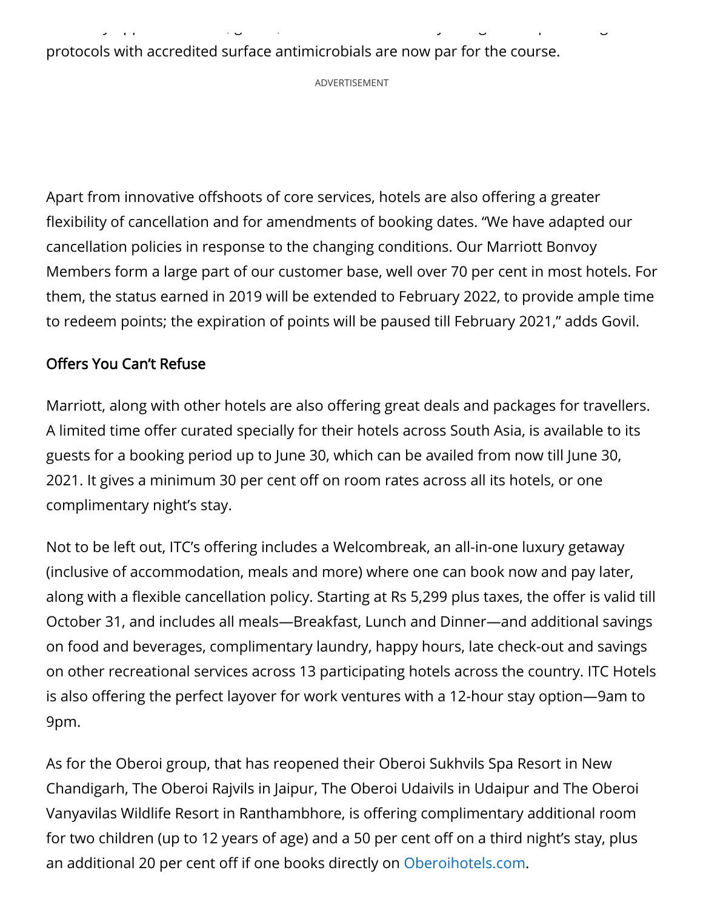protocols with accredited surface antimicrobials are now par for the course.

Apart from innovative offshoots of core services, hotels are also offering a greater flexibility of cancellation and for amendments of booking dates. “We have adapted our cancellation policies in response to the changing conditions. Our Marriott Bonvoy Members form a large part of our customer base, well over 70 per cent in most hotels. For them, the status earned in 2019 will be extended to February 2022, to provide ample time to redeem points; the expiration of points will be paused till February 2021,” adds Govil.

### Offers You Can’t Refuse

Marriott, along with other hotels are also offering great deals and packages for travellers. A limited time offer curated specially for their hotels across South Asia, is available to its guests for a booking period up to June 30, which can be availed from now till June 30, 2021. It gives a minimum 30 per cent off on room rates across all its hotels, or one complimentary night’s stay.

Not to be left out, ITC’s offering includes a Welcombreak, an all-in-one luxury getaway (inclusive of accommodation, meals and more) where one can book now and pay later, along with a flexible cancellation policy. Starting at Rs 5,299 plus taxes, the offer is valid till October 31, and includes all meals—Breakfast, Lunch and Dinner—and additional savings on food and beverages, complimentary laundry, happy hours, late check-out and savings on other recreational services across 13 participating hotels across the country. ITC Hotels is also offering the perfect layover for work ventures with a 12-hour stay option—9am to 9pm.

As for the Oberoi group, that has reopened their Oberoi Sukhvils Spa Resort in New Chandigarh, The Oberoi Rajvils in Jaipur, The Oberoi Udaivils in Udaipur and The Oberoi Vanyavilas Wildlife Resort in Ranthambhore, is offering complimentary additional room for two children (up to 12 years of age) and a 50 per cent off on a third night’s stay, plus an additional 20 per cent off if one books directly on Oberoihotels.com.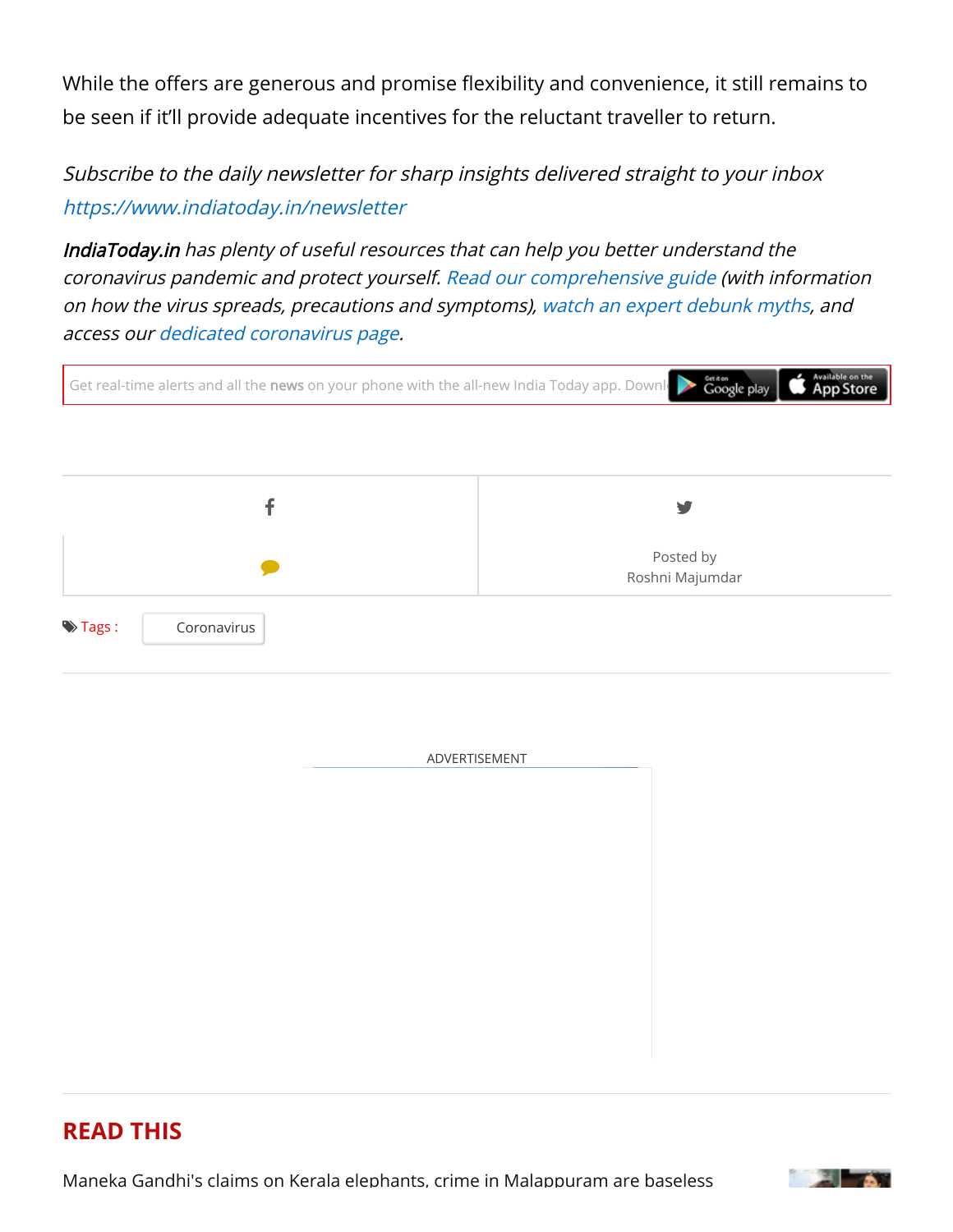While the offers are generous and promise flexibility and convenience, it still remains to be seen if it'll provide adequate incentives for the reluctant traveller to return.

*Subscribe to the daily newsletter for sharp insights delivered straight to your inbox https://www.indiatoday.in/newsletter*

***IndiaToday.in** has plenty of useful resources that can help you better understand the coronavirus pandemic and protect yourself. Read our comprehensive guide (with information on how the virus spreads, precautions and symptoms), watch an expert debunk myths, and access our dedicated coronavirus page.*

Get real-time alerts and all the **news** on your phone with the all-new India Today app. Downl

Posted by
Roshni Majumdar

Tags : Coronavirus

ADVERTISEMENT

## READ THIS

Maneka Gandhi's claims on Kerala elephants, crime in Malappuram are baseless